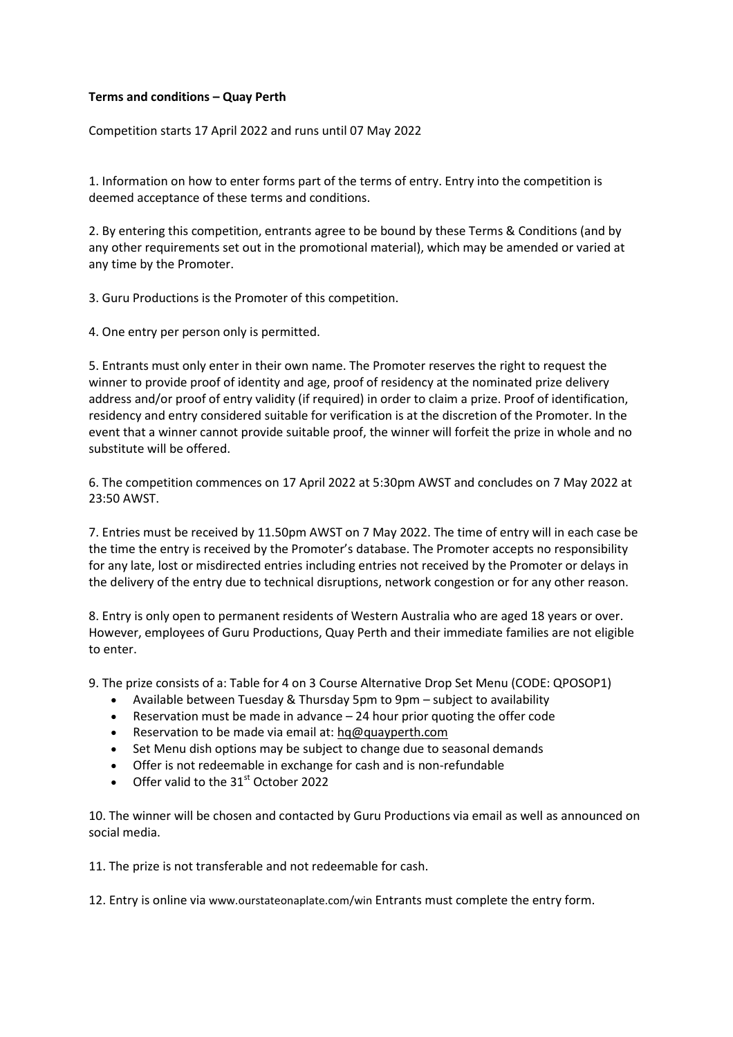**Terms and conditions – Quay Perth**

Competition starts 17 April 2022 and runs until 07 May 2022

1. Information on how to enter forms part of the terms of entry. Entry into the competition is deemed acceptance of these terms and conditions.

2. By entering this competition, entrants agree to be bound by these Terms & Conditions (and by any other requirements set out in the promotional material), which may be amended or varied at any time by the Promoter.

3. Guru Productions is the Promoter of this competition.

4. One entry per person only is permitted.

5. Entrants must only enter in their own name. The Promoter reserves the right to request the winner to provide proof of identity and age, proof of residency at the nominated prize delivery address and/or proof of entry validity (if required) in order to claim a prize. Proof of identification, residency and entry considered suitable for verification is at the discretion of the Promoter. In the event that a winner cannot provide suitable proof, the winner will forfeit the prize in whole and no substitute will be offered.

6. The competition commences on 17 April 2022 at 5:30pm AWST and concludes on 7 May 2022 at 23:50 AWST.

7. Entries must be received by 11.50pm AWST on 7 May 2022. The time of entry will in each case be the time the entry is received by the Promoter's database. The Promoter accepts no responsibility for any late, lost or misdirected entries including entries not received by the Promoter or delays in the delivery of the entry due to technical disruptions, network congestion or for any other reason.

8. Entry is only open to permanent residents of Western Australia who are aged 18 years or over. However, employees of Guru Productions, Quay Perth and their immediate families are not eligible to enter.

9. The prize consists of a: Table for 4 on 3 Course Alternative Drop Set Menu (CODE: QPOSOP1)
   - Available between Tuesday & Thursday 5pm to 9pm – subject to availability
   - Reservation must be made in advance – 24 hour prior quoting the offer code
   - Reservation to be made via email at: hq@quayperth.com
   - Set Menu dish options may be subject to change due to seasonal demands
   - Offer is not redeemable in exchange for cash and is non-refundable
   - Offer valid to the 31st October 2022

10. The winner will be chosen and contacted by Guru Productions via email as well as announced on social media.

11. The prize is not transferable and not redeemable for cash.

12. Entry is online via www.ourstateonaplate.com/win Entrants must complete the entry form.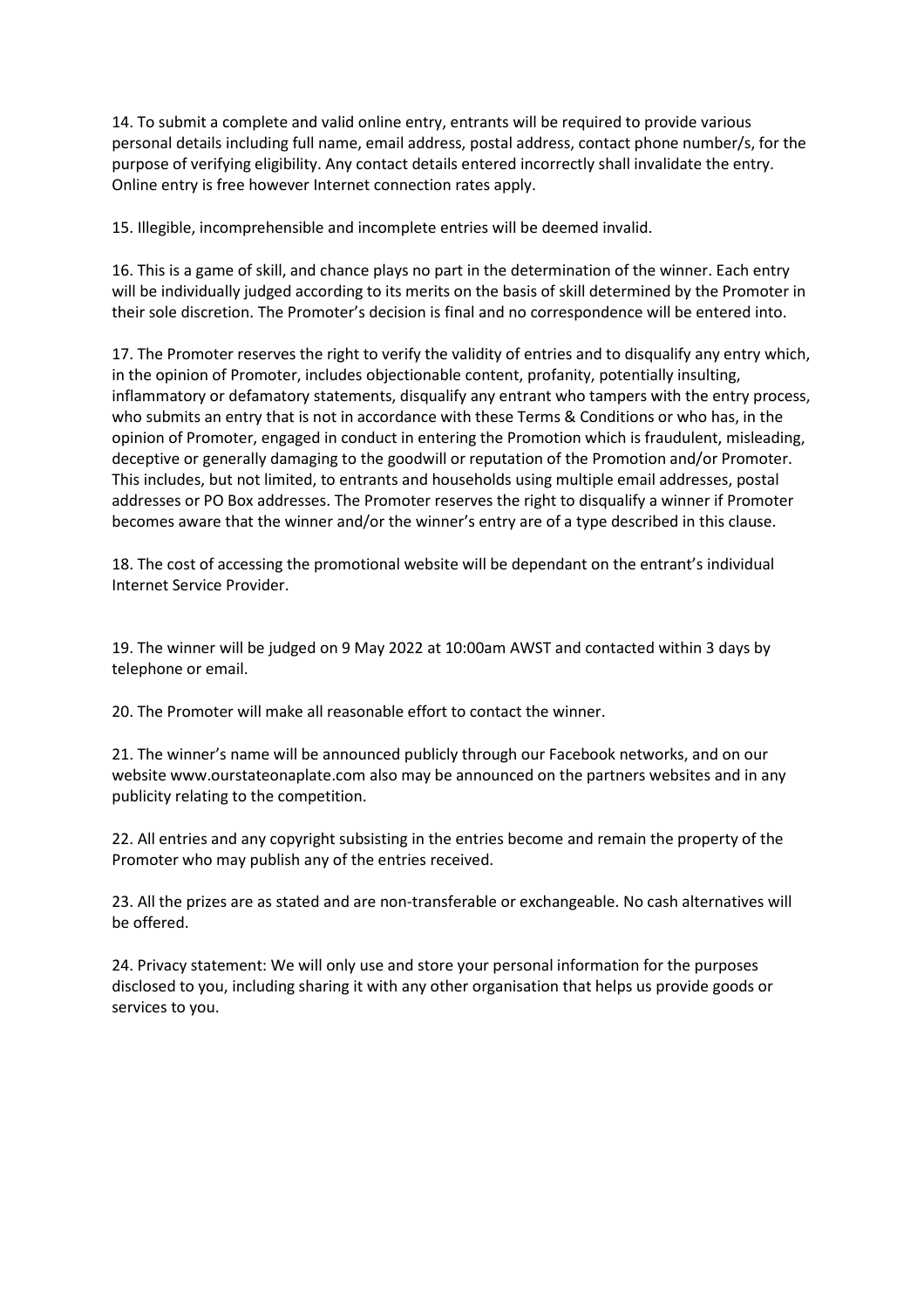14. To submit a complete and valid online entry, entrants will be required to provide various personal details including full name, email address, postal address, contact phone number/s, for the purpose of verifying eligibility. Any contact details entered incorrectly shall invalidate the entry. Online entry is free however Internet connection rates apply.

15. Illegible, incomprehensible and incomplete entries will be deemed invalid.

16. This is a game of skill, and chance plays no part in the determination of the winner. Each entry will be individually judged according to its merits on the basis of skill determined by the Promoter in their sole discretion. The Promoter's decision is final and no correspondence will be entered into.

17. The Promoter reserves the right to verify the validity of entries and to disqualify any entry which, in the opinion of Promoter, includes objectionable content, profanity, potentially insulting, inflammatory or defamatory statements, disqualify any entrant who tampers with the entry process, who submits an entry that is not in accordance with these Terms & Conditions or who has, in the opinion of Promoter, engaged in conduct in entering the Promotion which is fraudulent, misleading, deceptive or generally damaging to the goodwill or reputation of the Promotion and/or Promoter. This includes, but not limited, to entrants and households using multiple email addresses, postal addresses or PO Box addresses. The Promoter reserves the right to disqualify a winner if Promoter becomes aware that the winner and/or the winner's entry are of a type described in this clause.

18. The cost of accessing the promotional website will be dependant on the entrant's individual Internet Service Provider.

19. The winner will be judged on 9 May 2022 at 10:00am AWST and contacted within 3 days by telephone or email.

20. The Promoter will make all reasonable effort to contact the winner.

21. The winner's name will be announced publicly through our Facebook networks, and on our website www.ourstateonaplate.com also may be announced on the partners websites and in any publicity relating to the competition.

22. All entries and any copyright subsisting in the entries become and remain the property of the Promoter who may publish any of the entries received.

23. All the prizes are as stated and are non-transferable or exchangeable. No cash alternatives will be offered.

24. Privacy statement: We will only use and store your personal information for the purposes disclosed to you, including sharing it with any other organisation that helps us provide goods or services to you.